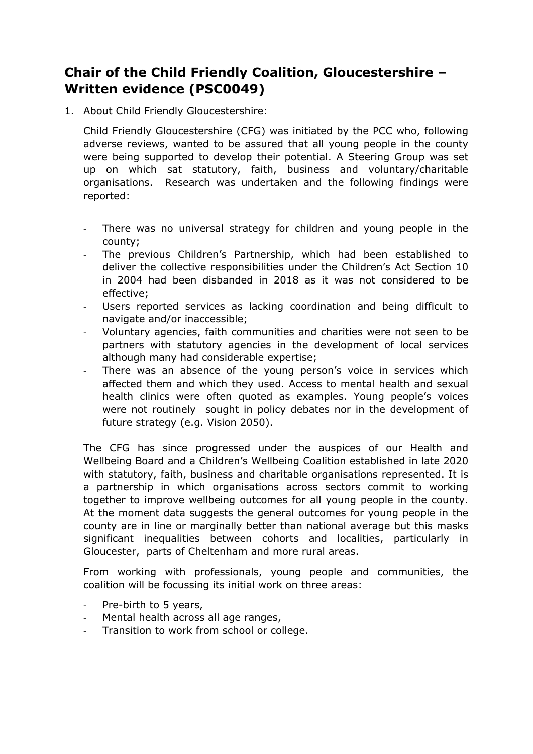# Chair of the Child Friendly Coalition, Gloucestershire – Written evidence (PSC0049)

1. About Child Friendly Gloucestershire:

   Child Friendly Gloucestershire (CFG) was initiated by the PCC who, following adverse reviews, wanted to be assured that all young people in the county were being supported to develop their potential. A Steering Group was set up on which sat statutory, faith, business and voluntary/charitable organisations. Research was undertaken and the following findings were reported:

   - There was no universal strategy for children and young people in the county;
   - The previous Children's Partnership, which had been established to deliver the collective responsibilities under the Children's Act Section 10 in 2004 had been disbanded in 2018 as it was not considered to be effective;
   - Users reported services as lacking coordination and being difficult to navigate and/or inaccessible;
   - Voluntary agencies, faith communities and charities were not seen to be partners with statutory agencies in the development of local services although many had considerable expertise;
   - There was an absence of the young person's voice in services which affected them and which they used. Access to mental health and sexual health clinics were often quoted as examples. Young people's voices were not routinely sought in policy debates nor in the development of future strategy (e.g. Vision 2050).

   The CFG has since progressed under the auspices of our Health and Wellbeing Board and a Children's Wellbeing Coalition established in late 2020 with statutory, faith, business and charitable organisations represented. It is a partnership in which organisations across sectors commit to working together to improve wellbeing outcomes for all young people in the county. At the moment data suggests the general outcomes for young people in the county are in line or marginally better than national average but this masks significant inequalities between cohorts and localities, particularly in Gloucester, parts of Cheltenham and more rural areas.

   From working with professionals, young people and communities, the coalition will be focussing its initial work on three areas:

   - Pre-birth to 5 years,
   - Mental health across all age ranges,
   - Transition to work from school or college.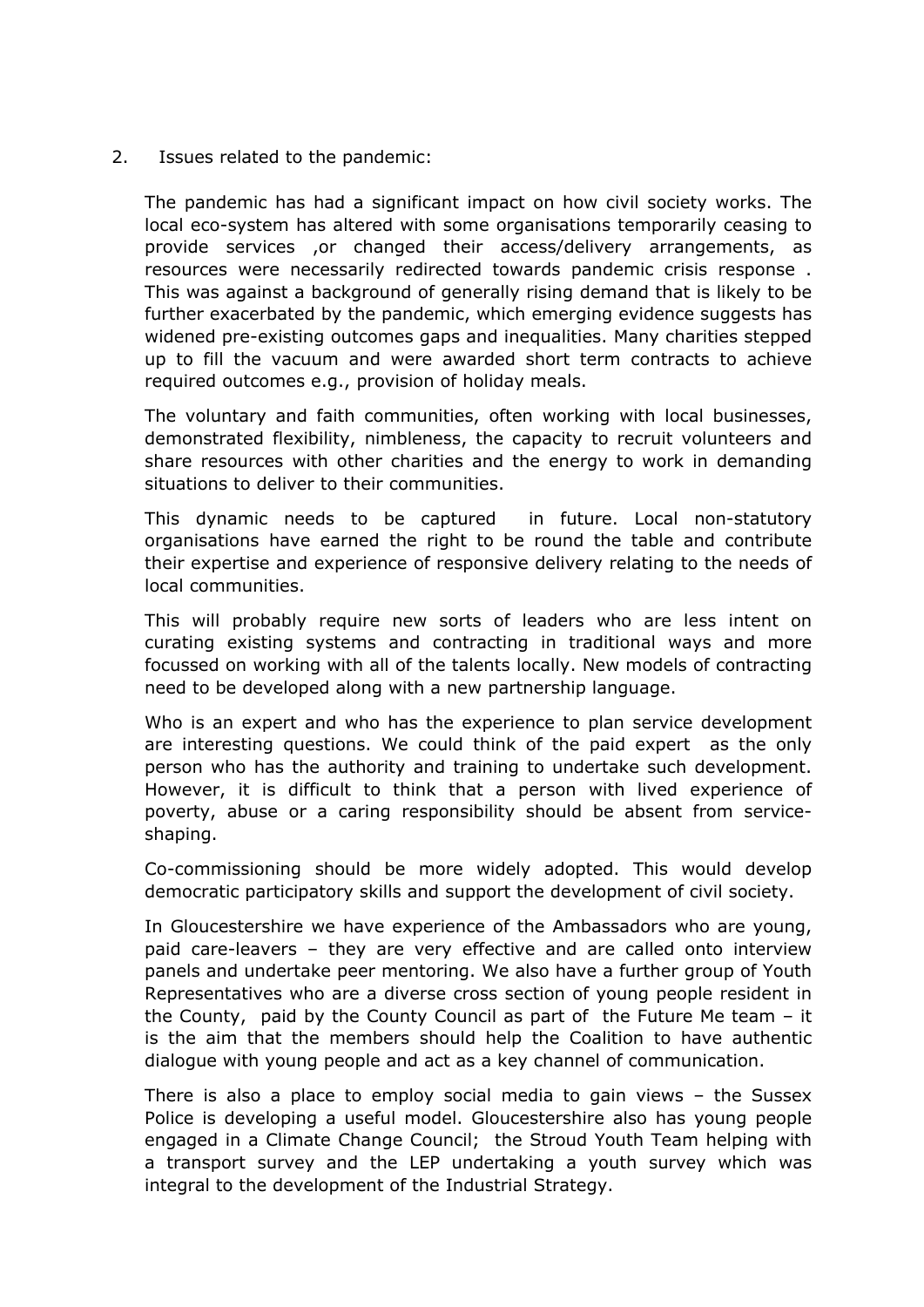2. Issues related to the pandemic:

The pandemic has had a significant impact on how civil society works. The local eco-system has altered with some organisations temporarily ceasing to provide services ,or changed their access/delivery arrangements, as resources were necessarily redirected towards pandemic crisis response . This was against a background of generally rising demand that is likely to be further exacerbated by the pandemic, which emerging evidence suggests has widened pre-existing outcomes gaps and inequalities. Many charities stepped up to fill the vacuum and were awarded short term contracts to achieve required outcomes e.g., provision of holiday meals.

The voluntary and faith communities, often working with local businesses, demonstrated flexibility, nimbleness, the capacity to recruit volunteers and share resources with other charities and the energy to work in demanding situations to deliver to their communities.

This dynamic needs to be captured in future. Local non-statutory organisations have earned the right to be round the table and contribute their expertise and experience of responsive delivery relating to the needs of local communities.

This will probably require new sorts of leaders who are less intent on curating existing systems and contracting in traditional ways and more focussed on working with all of the talents locally. New models of contracting need to be developed along with a new partnership language.

Who is an expert and who has the experience to plan service development are interesting questions. We could think of the paid expert as the only person who has the authority and training to undertake such development. However, it is difficult to think that a person with lived experience of poverty, abuse or a caring responsibility should be absent from service-shaping.

Co-commissioning should be more widely adopted. This would develop democratic participatory skills and support the development of civil society.

In Gloucestershire we have experience of the Ambassadors who are young, paid care-leavers – they are very effective and are called onto interview panels and undertake peer mentoring. We also have a further group of Youth Representatives who are a diverse cross section of young people resident in the County, paid by the County Council as part of the Future Me team – it is the aim that the members should help the Coalition to have authentic dialogue with young people and act as a key channel of communication.

There is also a place to employ social media to gain views – the Sussex Police is developing a useful model. Gloucestershire also has young people engaged in a Climate Change Council; the Stroud Youth Team helping with a transport survey and the LEP undertaking a youth survey which was integral to the development of the Industrial Strategy.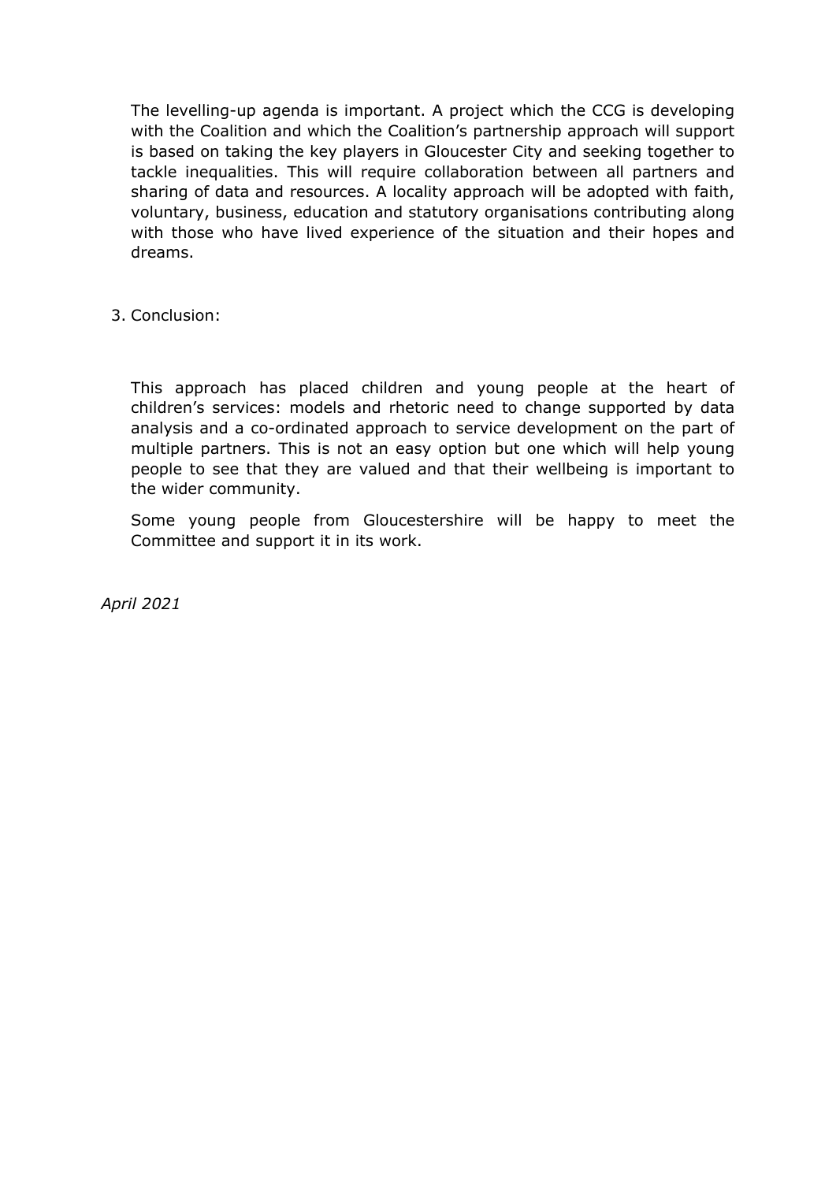The levelling-up agenda is important. A project which the CCG is developing with the Coalition and which the Coalition's partnership approach will support is based on taking the key players in Gloucester City and seeking together to tackle inequalities. This will require collaboration between all partners and sharing of data and resources. A locality approach will be adopted with faith, voluntary, business, education and statutory organisations contributing along with those who have lived experience of the situation and their hopes and dreams.

3. Conclusion:

This approach has placed children and young people at the heart of children's services: models and rhetoric need to change supported by data analysis and a co-ordinated approach to service development on the part of multiple partners. This is not an easy option but one which will help young people to see that they are valued and that their wellbeing is important to the wider community.

Some young people from Gloucestershire will be happy to meet the Committee and support it in its work.

*April 2021*